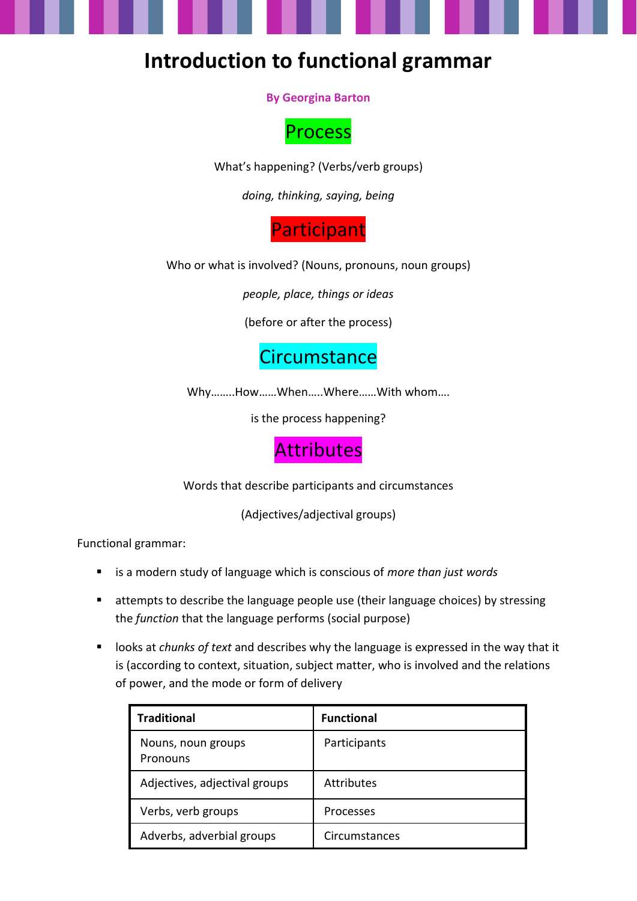# Introduction to functional grammar

**By Georgina Barton**

## Process

What's happening? (Verbs/verb groups)

*doing, thinking, saying, being*

## Participant

Who or what is involved? (Nouns, pronouns, noun groups)

*people, place, things or ideas*

(before or after the process)

## Circumstance

Why……..How……When…..Where……With whom….

is the process happening?

## Attributes

Words that describe participants and circumstances

(Adjectives/adjectival groups)

Functional grammar:

- is a modern study of language which is conscious of *more than just words*
- attempts to describe the language people use (their language choices) by stressing the *function* that the language performs (social purpose)
- looks at *chunks of text* and describes why the language is expressed in the way that it is (according to context, situation, subject matter, who is involved and the relations of power, and the mode or form of delivery

| Traditional | Functional |
| --- | --- |
| Nouns, noun groups<br>Pronouns | Participants |
| Adjectives, adjectival groups | Attributes |
| Verbs, verb groups | Processes |
| Adverbs, adverbial groups | Circumstances |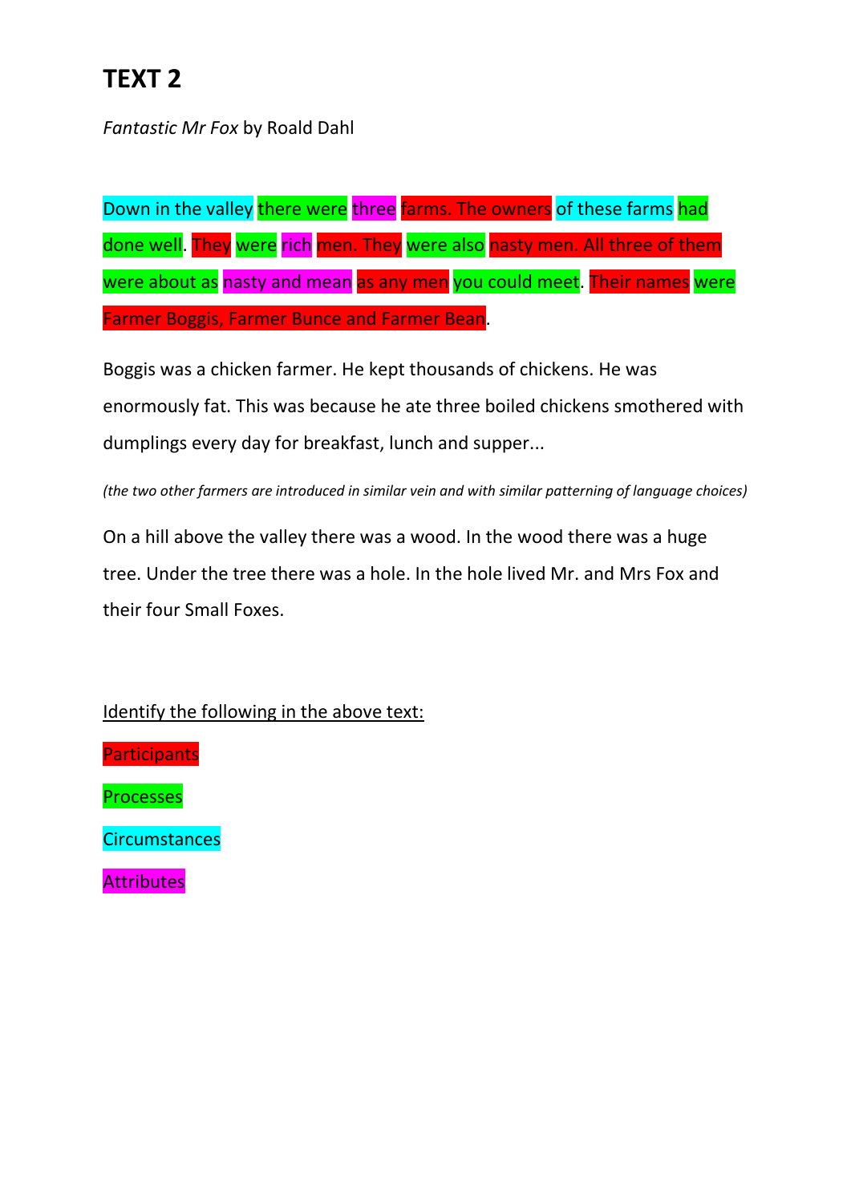# TEXT 2

*Fantastic Mr Fox* by Roald Dahl

Down in the valley there were three farms. The owners of these farms had done well. They were rich men. They were also nasty men. All three of them were about as nasty and mean as any men you could meet. Their names were Farmer Boggis, Farmer Bunce and Farmer Bean.

Boggis was a chicken farmer. He kept thousands of chickens. He was enormously fat. This was because he ate three boiled chickens smothered with dumplings every day for breakfast, lunch and supper...

*(the two other farmers are introduced in similar vein and with similar patterning of language choices)*

On a hill above the valley there was a wood. In the wood there was a huge tree. Under the tree there was a hole. In the hole lived Mr. and Mrs Fox and their four Small Foxes.

Identify the following in the above text:

Participants

Processes

Circumstances

Attributes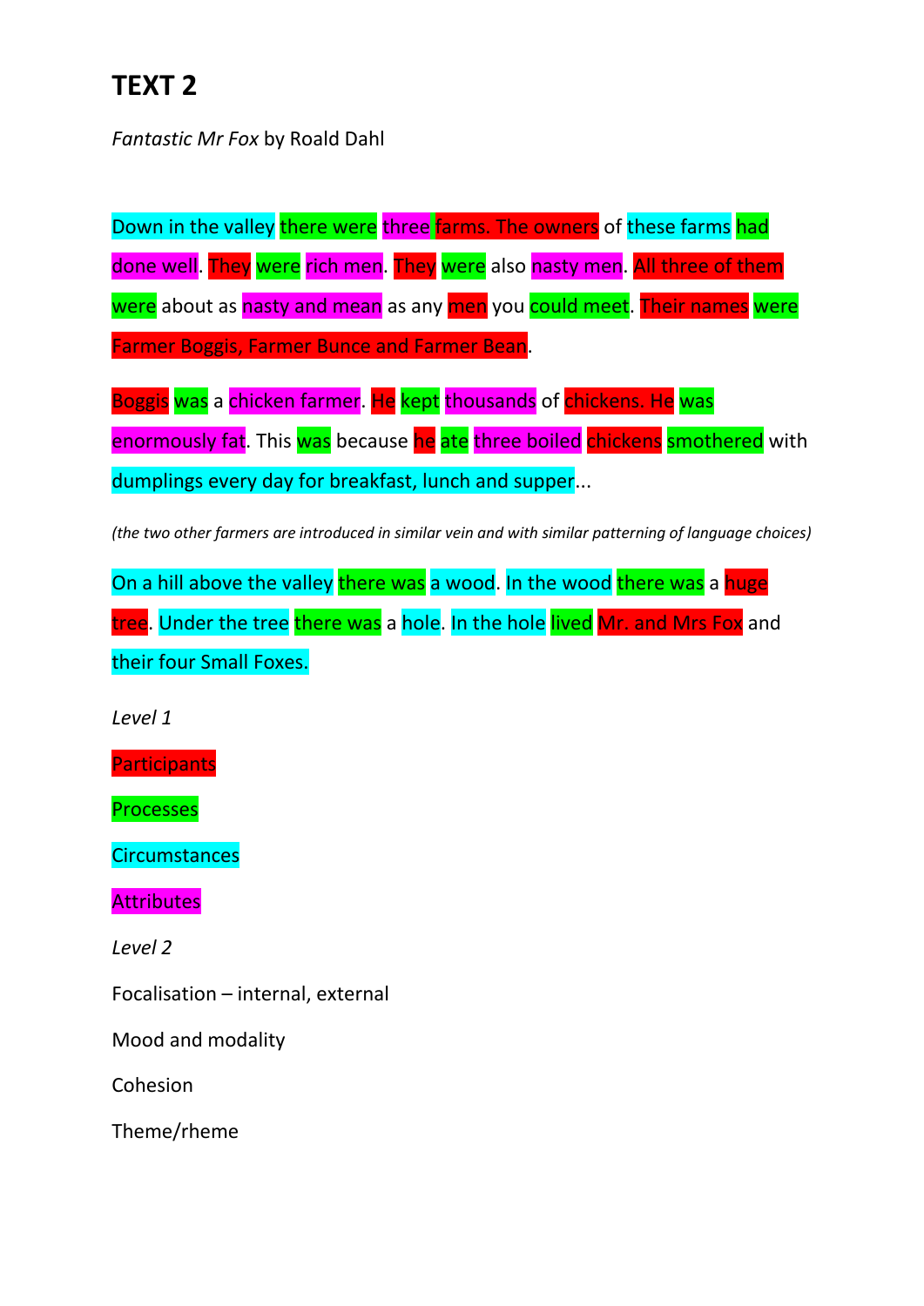# TEXT 2

*Fantastic Mr Fox* by Roald Dahl

Down in the valley there were three farms. The owners of these farms had done well. They were rich men. They were also nasty men. All three of them were about as nasty and mean as any men you could meet. Their names were Farmer Boggis, Farmer Bunce and Farmer Bean.

Boggis was a chicken farmer. He kept thousands of chickens. He was enormously fat. This was because he ate three boiled chickens smothered with dumplings every day for breakfast, lunch and supper...

*(the two other farmers are introduced in similar vein and with similar patterning of language choices)*

On a hill above the valley there was a wood. In the wood there was a huge tree. Under the tree there was a hole. In the hole lived Mr. and Mrs Fox and their four Small Foxes.

*Level 1*

Participants

Processes

Circumstances

Attributes

*Level 2*

Focalisation – internal, external

Mood and modality

Cohesion

Theme/rheme